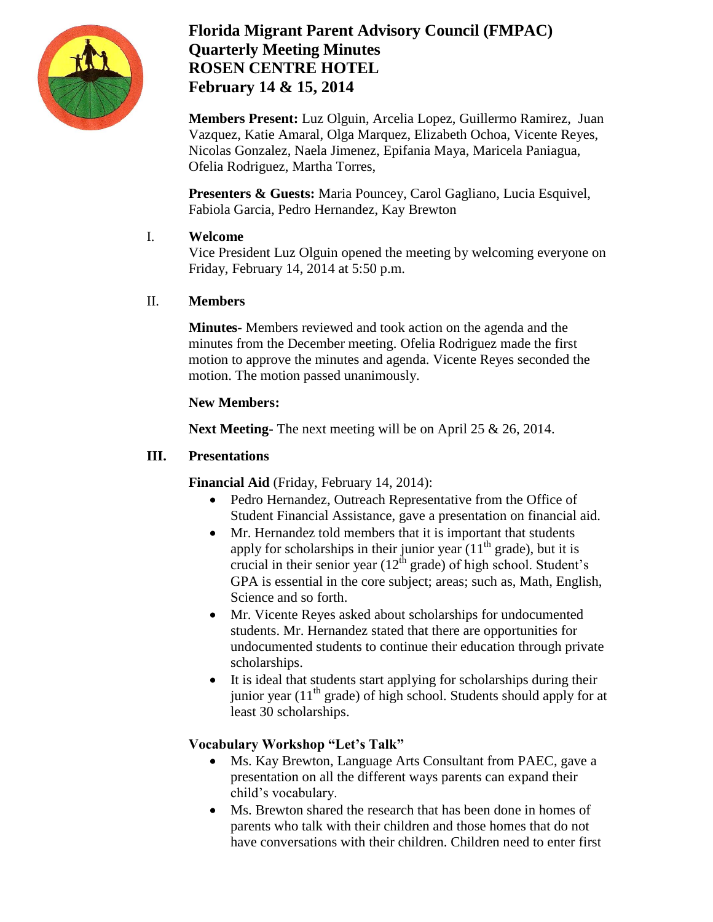# Florida Migrant Parent Advisory Council (FMPAC)
# Quarterly Meeting Minutes
# ROSEN CENTRE HOTEL
# February 14 & 15, 2014

**Members Present:** Luz Olguin, Arcelia Lopez, Guillermo Ramirez, Juan Vazquez, Katie Amaral, Olga Marquez, Elizabeth Ochoa, Vicente Reyes, Nicolas Gonzalez, Naela Jimenez, Epifania Maya, Maricela Paniagua, Ofelia Rodriguez, Martha Torres,

**Presenters & Guests:** Maria Pouncey, Carol Gagliano, Lucia Esquivel, Fabiola Garcia, Pedro Hernandez, Kay Brewton

## I. Welcome

Vice President Luz Olguin opened the meeting by welcoming everyone on Friday, February 14, 2014 at 5:50 p.m.

## II. Members

**Minutes**- Members reviewed and took action on the agenda and the minutes from the December meeting. Ofelia Rodriguez made the first motion to approve the minutes and agenda. Vicente Reyes seconded the motion. The motion passed unanimously.

**New Members:**

**Next Meeting-** The next meeting will be on April 25 & 26, 2014.

## III. Presentations

**Financial Aid** (Friday, February 14, 2014):

- Pedro Hernandez, Outreach Representative from the Office of Student Financial Assistance, gave a presentation on financial aid.
- Mr. Hernandez told members that it is important that students apply for scholarships in their junior year (11th grade), but it is crucial in their senior year (12th grade) of high school. Student's GPA is essential in the core subject; areas; such as, Math, English, Science and so forth.
- Mr. Vicente Reyes asked about scholarships for undocumented students. Mr. Hernandez stated that there are opportunities for undocumented students to continue their education through private scholarships.
- It is ideal that students start applying for scholarships during their junior year (11th grade) of high school. Students should apply for at least 30 scholarships.

**Vocabulary Workshop "Let's Talk"**

- Ms. Kay Brewton, Language Arts Consultant from PAEC, gave a presentation on all the different ways parents can expand their child's vocabulary.
- Ms. Brewton shared the research that has been done in homes of parents who talk with their children and those homes that do not have conversations with their children. Children need to enter first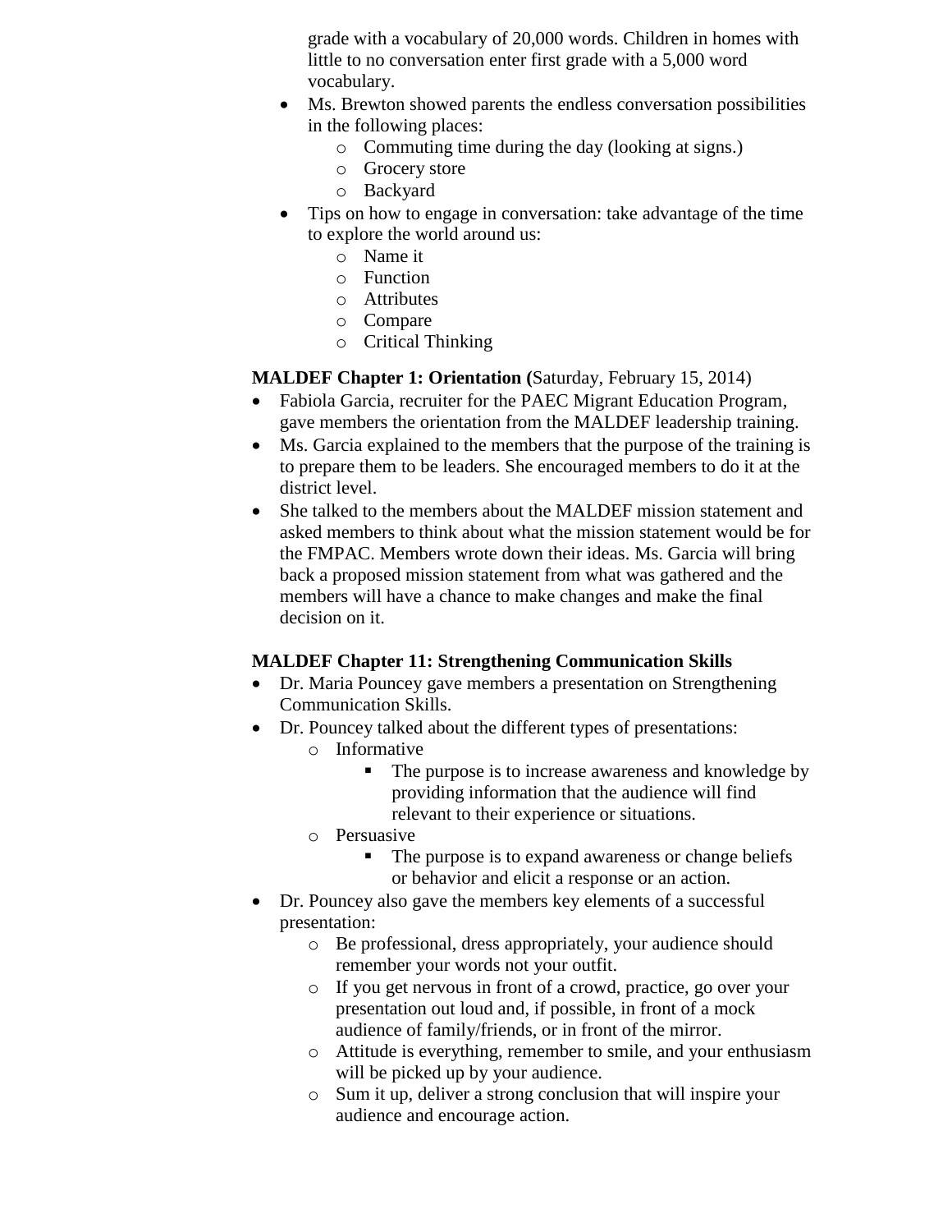grade with a vocabulary of 20,000 words. Children in homes with little to no conversation enter first grade with a 5,000 word vocabulary.

- Ms. Brewton showed parents the endless conversation possibilities in the following places:
  - Commuting time during the day (looking at signs.)
  - Grocery store
  - Backyard
- Tips on how to engage in conversation: take advantage of the time to explore the world around us:
  - Name it
  - Function
  - Attributes
  - Compare
  - Critical Thinking

**MALDEF Chapter 1: Orientation (**Saturday, February 15, 2014)

- Fabiola Garcia, recruiter for the PAEC Migrant Education Program, gave members the orientation from the MALDEF leadership training.
- Ms. Garcia explained to the members that the purpose of the training is to prepare them to be leaders. She encouraged members to do it at the district level.
- She talked to the members about the MALDEF mission statement and asked members to think about what the mission statement would be for the FMPAC. Members wrote down their ideas. Ms. Garcia will bring back a proposed mission statement from what was gathered and the members will have a chance to make changes and make the final decision on it.

**MALDEF Chapter 11: Strengthening Communication Skills**

- Dr. Maria Pouncey gave members a presentation on Strengthening Communication Skills.
- Dr. Pouncey talked about the different types of presentations:
  - Informative
    - The purpose is to increase awareness and knowledge by providing information that the audience will find relevant to their experience or situations.
  - Persuasive
    - The purpose is to expand awareness or change beliefs or behavior and elicit a response or an action.
- Dr. Pouncey also gave the members key elements of a successful presentation:
  - Be professional, dress appropriately, your audience should remember your words not your outfit.
  - If you get nervous in front of a crowd, practice, go over your presentation out loud and, if possible, in front of a mock audience of family/friends, or in front of the mirror.
  - Attitude is everything, remember to smile, and your enthusiasm will be picked up by your audience.
  - Sum it up, deliver a strong conclusion that will inspire your audience and encourage action.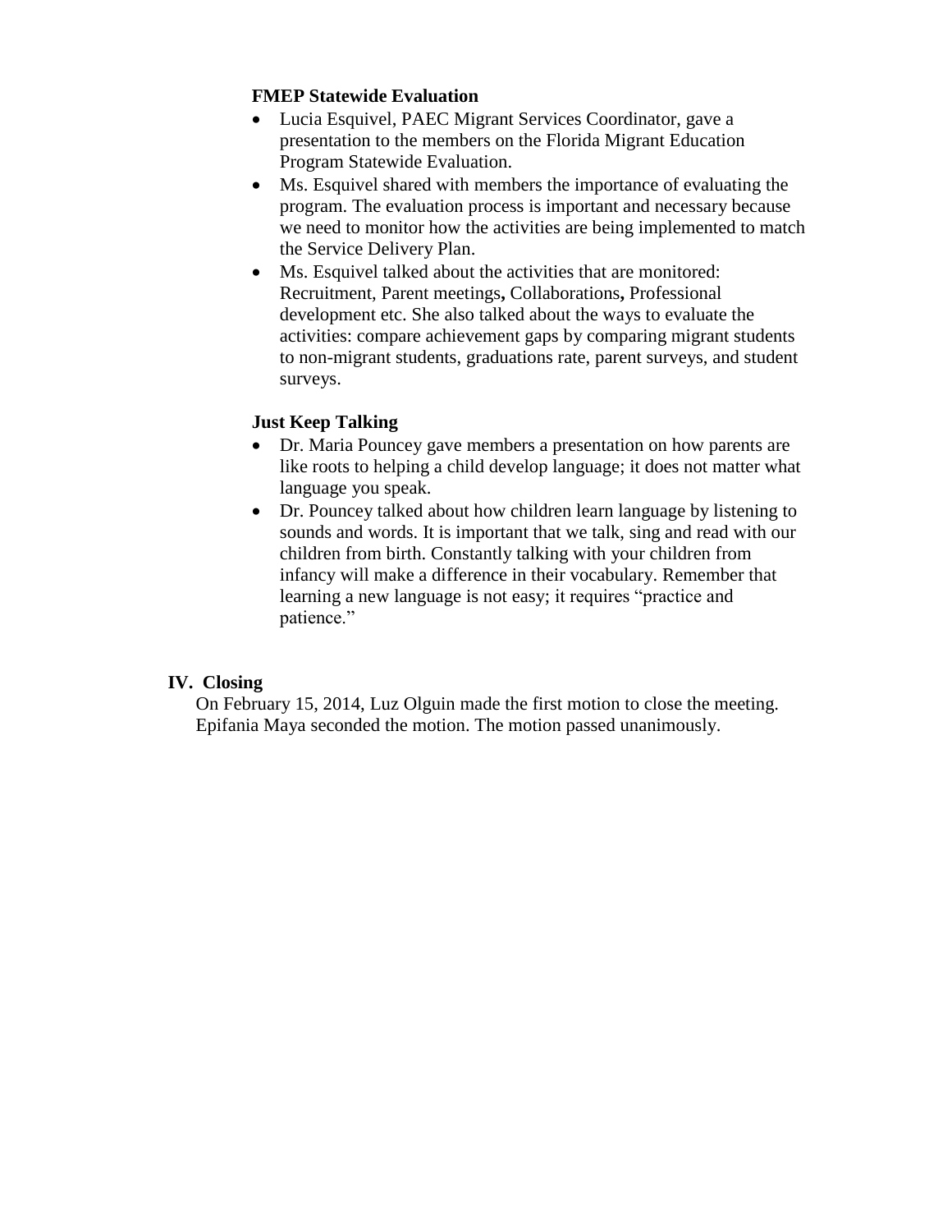**FMEP Statewide Evaluation**

- Lucia Esquivel, PAEC Migrant Services Coordinator, gave a presentation to the members on the Florida Migrant Education Program Statewide Evaluation.
- Ms. Esquivel shared with members the importance of evaluating the program. The evaluation process is important and necessary because we need to monitor how the activities are being implemented to match the Service Delivery Plan.
- Ms. Esquivel talked about the activities that are monitored: Recruitment, Parent meetings**,** Collaborations**,** Professional development etc. She also talked about the ways to evaluate the activities: compare achievement gaps by comparing migrant students to non-migrant students, graduations rate, parent surveys, and student surveys.

**Just Keep Talking**

- Dr. Maria Pouncey gave members a presentation on how parents are like roots to helping a child develop language; it does not matter what language you speak.
- Dr. Pouncey talked about how children learn language by listening to sounds and words. It is important that we talk, sing and read with our children from birth. Constantly talking with your children from infancy will make a difference in their vocabulary. Remember that learning a new language is not easy; it requires "practice and patience."

## IV. Closing

On February 15, 2014, Luz Olguin made the first motion to close the meeting. Epifania Maya seconded the motion. The motion passed unanimously.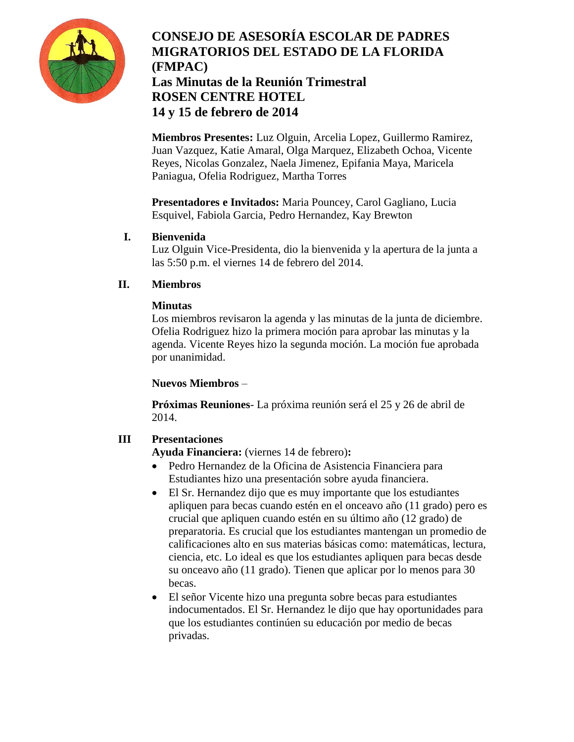# CONSEJO DE ASESORÍA ESCOLAR DE PADRES MIGRATORIOS DEL ESTADO DE LA FLORIDA (FMPAC)

## Las Minutas de la Reunión Trimestral
## ROSEN CENTRE HOTEL
## 14 y 15 de febrero de 2014

**Miembros Presentes:** Luz Olguin, Arcelia Lopez, Guillermo Ramirez, Juan Vazquez, Katie Amaral, Olga Marquez, Elizabeth Ochoa, Vicente Reyes, Nicolas Gonzalez, Naela Jimenez, Epifania Maya, Maricela Paniagua, Ofelia Rodriguez, Martha Torres

**Presentadores e Invitados:** Maria Pouncey, Carol Gagliano, Lucia Esquivel, Fabiola Garcia, Pedro Hernandez, Kay Brewton

**I. Bienvenida**

Luz Olguin Vice-Presidenta, dio la bienvenida y la apertura de la junta a las 5:50 p.m. el viernes 14 de febrero del 2014.

**II. Miembros**

**Minutas**

Los miembros revisaron la agenda y las minutas de la junta de diciembre. Ofelia Rodriguez hizo la primera moción para aprobar las minutas y la agenda. Vicente Reyes hizo la segunda moción. La moción fue aprobada por unanimidad.

**Nuevos Miembros** –

**Próximas Reuniones**- La próxima reunión será el 25 y 26 de abril de 2014.

**III Presentaciones**

**Ayuda Financiera:** (viernes 14 de febrero)**:**

- Pedro Hernandez de la Oficina de Asistencia Financiera para Estudiantes hizo una presentación sobre ayuda financiera.
- El Sr. Hernandez dijo que es muy importante que los estudiantes apliquen para becas cuando estén en el onceavo año (11 grado) pero es crucial que apliquen cuando estén en su último año (12 grado) de preparatoria. Es crucial que los estudiantes mantengan un promedio de calificaciones alto en sus materias básicas como: matemáticas, lectura, ciencia, etc. Lo ideal es que los estudiantes apliquen para becas desde su onceavo año (11 grado). Tienen que aplicar por lo menos para 30 becas.
- El señor Vicente hizo una pregunta sobre becas para estudiantes indocumentados. El Sr. Hernandez le dijo que hay oportunidades para que los estudiantes continúen su educación por medio de becas privadas.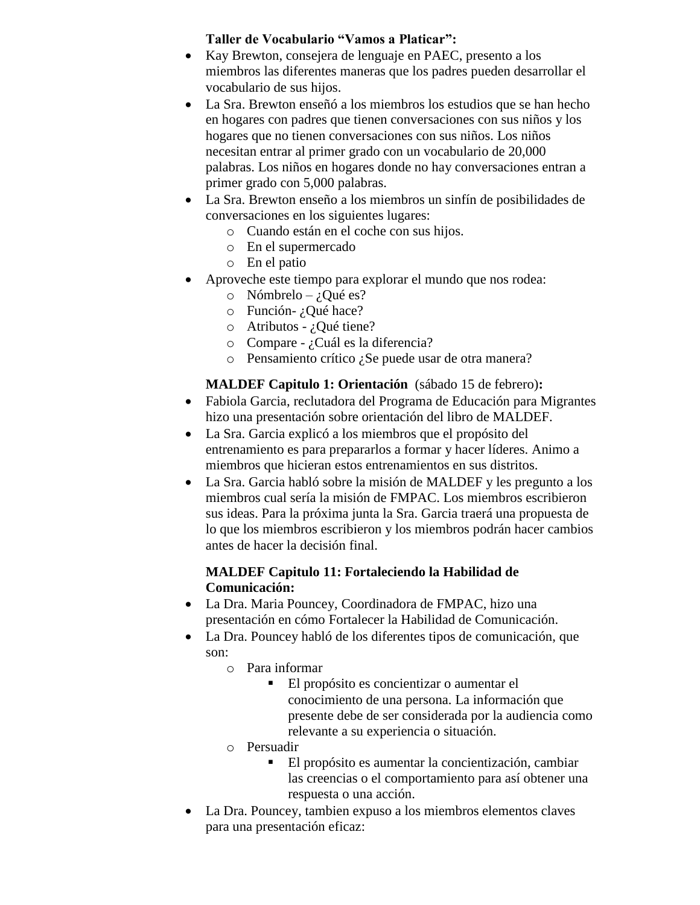**Taller de Vocabulario "Vamos a Platicar":**

- Kay Brewton, consejera de lenguaje en PAEC, presento a los miembros las diferentes maneras que los padres pueden desarrollar el vocabulario de sus hijos.
- La Sra. Brewton enseñó a los miembros los estudios que se han hecho en hogares con padres que tienen conversaciones con sus niños y los hogares que no tienen conversaciones con sus niños. Los niños necesitan entrar al primer grado con un vocabulario de 20,000 palabras. Los niños en hogares donde no hay conversaciones entran a primer grado con 5,000 palabras.
- La Sra. Brewton enseño a los miembros un sinfín de posibilidades de conversaciones en los siguientes lugares:
  - Cuando están en el coche con sus hijos.
  - En el supermercado
  - En el patio
- Aproveche este tiempo para explorar el mundo que nos rodea:
  - Nómbrelo – ¿Qué es?
  - Función- ¿Qué hace?
  - Atributos - ¿Qué tiene?
  - Compare - ¿Cuál es la diferencia?
  - Pensamiento crítico ¿Se puede usar de otra manera?

**MALDEF Capitulo 1: Orientación** (sábado 15 de febrero)**:**

- Fabiola Garcia, reclutadora del Programa de Educación para Migrantes hizo una presentación sobre orientación del libro de MALDEF.
- La Sra. Garcia explicó a los miembros que el propósito del entrenamiento es para prepararlos a formar y hacer líderes. Animo a miembros que hicieran estos entrenamientos en sus distritos.
- La Sra. Garcia habló sobre la misión de MALDEF y les pregunto a los miembros cual sería la misión de FMPAC. Los miembros escribieron sus ideas. Para la próxima junta la Sra. Garcia traerá una propuesta de lo que los miembros escribieron y los miembros podrán hacer cambios antes de hacer la decisión final.

**MALDEF Capitulo 11: Fortaleciendo la Habilidad de Comunicación:**

- La Dra. Maria Pouncey, Coordinadora de FMPAC, hizo una presentación en cómo Fortalecer la Habilidad de Comunicación.
- La Dra. Pouncey habló de los diferentes tipos de comunicación, que son:
  - Para informar
    - El propósito es concientizar o aumentar el conocimiento de una persona. La información que presente debe de ser considerada por la audiencia como relevante a su experiencia o situación.
  - Persuadir
    - El propósito es aumentar la concientización, cambiar las creencias o el comportamiento para así obtener una respuesta o una acción.
- La Dra. Pouncey, tambien expuso a los miembros elementos claves para una presentación eficaz: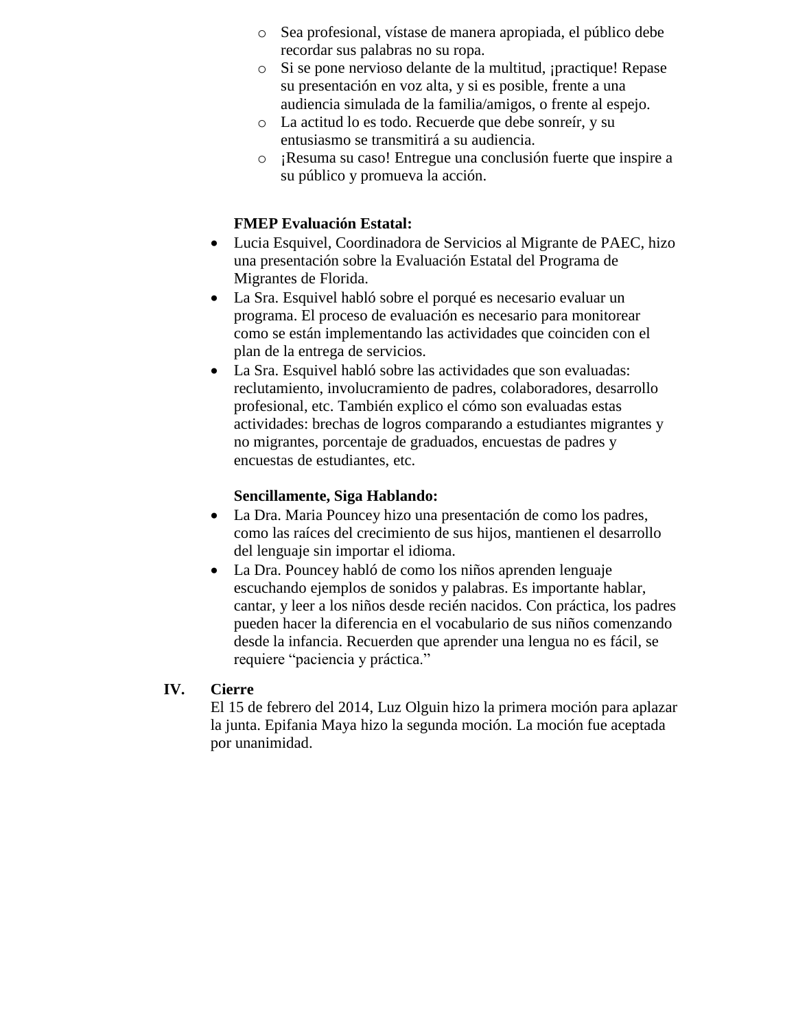- Sea profesional, vístase de manera apropiada, el público debe recordar sus palabras no su ropa.
- Si se pone nervioso delante de la multitud, ¡practique! Repase su presentación en voz alta, y si es posible, frente a una audiencia simulada de la familia/amigos, o frente al espejo.
- La actitud lo es todo. Recuerde que debe sonreír, y su entusiasmo se transmitirá a su audiencia.
- ¡Resuma su caso! Entregue una conclusión fuerte que inspire a su público y promueva la acción.

**FMEP Evaluación Estatal:**

- Lucia Esquivel, Coordinadora de Servicios al Migrante de PAEC, hizo una presentación sobre la Evaluación Estatal del Programa de Migrantes de Florida.
- La Sra. Esquivel habló sobre el porqué es necesario evaluar un programa. El proceso de evaluación es necesario para monitorear como se están implementando las actividades que coinciden con el plan de la entrega de servicios.
- La Sra. Esquivel habló sobre las actividades que son evaluadas: reclutamiento, involucramiento de padres, colaboradores, desarrollo profesional, etc. También explico el cómo son evaluadas estas actividades: brechas de logros comparando a estudiantes migrantes y no migrantes, porcentaje de graduados, encuestas de padres y encuestas de estudiantes, etc.

**Sencillamente, Siga Hablando:**

- La Dra. Maria Pouncey hizo una presentación de como los padres, como las raíces del crecimiento de sus hijos, mantienen el desarrollo del lenguaje sin importar el idioma.
- La Dra. Pouncey habló de como los niños aprenden lenguaje escuchando ejemplos de sonidos y palabras. Es importante hablar, cantar, y leer a los niños desde recién nacidos. Con práctica, los padres pueden hacer la diferencia en el vocabulario de sus niños comenzando desde la infancia. Recuerden que aprender una lengua no es fácil, se requiere "paciencia y práctica."

## IV. Cierre

El 15 de febrero del 2014, Luz Olguin hizo la primera moción para aplazar la junta. Epifania Maya hizo la segunda moción. La moción fue aceptada por unanimidad.